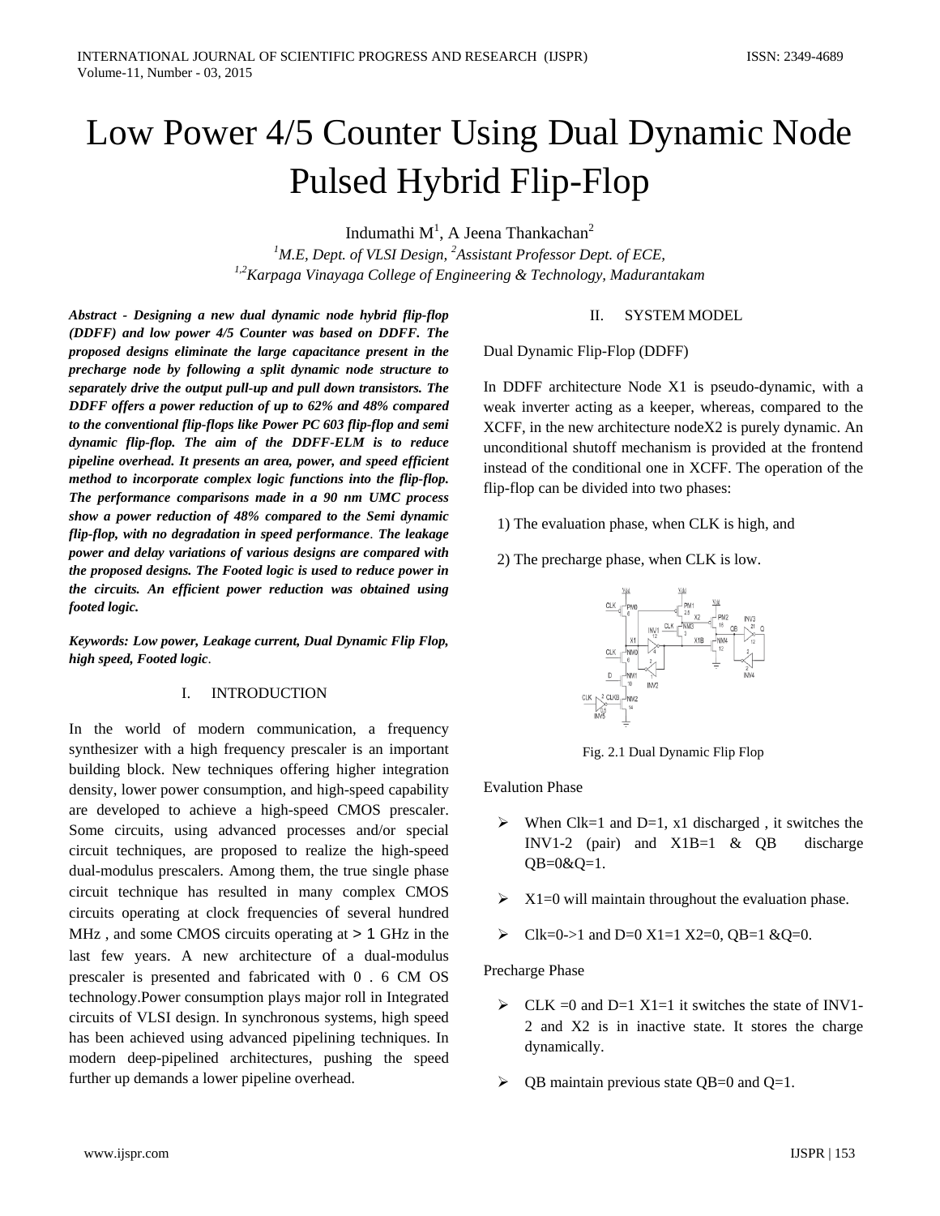# Low Power 4/5 Counter Using Dual Dynamic Node Pulsed Hybrid Flip-Flop

Indumathi M[1], A Jeena Thankachan[2]

[1]*M.E, Dept. of VLSI Design,* [2]*Assistant Professor Dept. of ECE,*

[1,2]*Karpaga Vinayaga College of Engineering & Technology, Madurantakam*

***Abstract - Designing a new dual dynamic node hybrid flip-flop (DDFF) and low power 4/5 Counter was based on DDFF. The proposed designs eliminate the large capacitance present in the precharge node by following a split dynamic node structure to separately drive the output pull-up and pull down transistors. The DDFF offers a power reduction of up to 62% and 48% compared to the conventional flip-flops like Power PC 603 flip-flop and semi dynamic flip-flop. The aim of the DDFF-ELM is to reduce pipeline overhead. It presents an area, power, and speed efficient method to incorporate complex logic functions into the flip-flop. The performance comparisons made in a 90 nm UMC process show a power reduction of 48% compared to the Semi dynamic flip-flop, with no degradation in speed performance. The leakage power and delay variations of various designs are compared with the proposed designs. The Footed logic is used to reduce power in the circuits. An efficient power reduction was obtained using footed logic.***

***Keywords: Low power, Leakage current, Dual Dynamic Flip Flop, high speed, Footed logic.***

## I. INTRODUCTION

In the world of modern communication, a frequency synthesizer with a high frequency prescaler is an important building block. New techniques offering higher integration density, lower power consumption, and high-speed capability are developed to achieve a high-speed CMOS prescaler. Some circuits, using advanced processes and/or special circuit techniques, are proposed to realize the high-speed dual-modulus prescalers. Among them, the true single phase circuit technique has resulted in many complex CMOS circuits operating at clock frequencies of several hundred MHz , and some CMOS circuits operating at > 1 GHz in the last few years. A new architecture of a dual-modulus prescaler is presented and fabricated with 0 . 6 CM OS technology.Power consumption plays major roll in Integrated circuits of VLSI design. In synchronous systems, high speed has been achieved using advanced pipelining techniques. In modern deep-pipelined architectures, pushing the speed further up demands a lower pipeline overhead.

## II. SYSTEM MODEL

Dual Dynamic Flip-Flop (DDFF)

In DDFF architecture Node X1 is pseudo-dynamic, with a weak inverter acting as a keeper, whereas, compared to the XCFF, in the new architecture nodeX2 is purely dynamic. An unconditional shutoff mechanism is provided at the frontend instead of the conditional one in XCFF. The operation of the flip-flop can be divided into two phases:

1) The evaluation phase, when CLK is high, and

2) The precharge phase, when CLK is low.

Fig. 2.1 Dual Dynamic Flip Flop

Evalution Phase

- When Clk=1 and D=1, x1 discharged , it switches the INV1-2 (pair) and X1B=1 & QB discharge QB=0&Q=1.
- X1=0 will maintain throughout the evaluation phase.
- Clk=0->1 and D=0 X1=1 X2=0, QB=1 &Q=0.

Precharge Phase

- CLK =0 and D=1 X1=1 it switches the state of INV1-2 and X2 is in inactive state. It stores the charge dynamically.
- QB maintain previous state QB=0 and Q=1.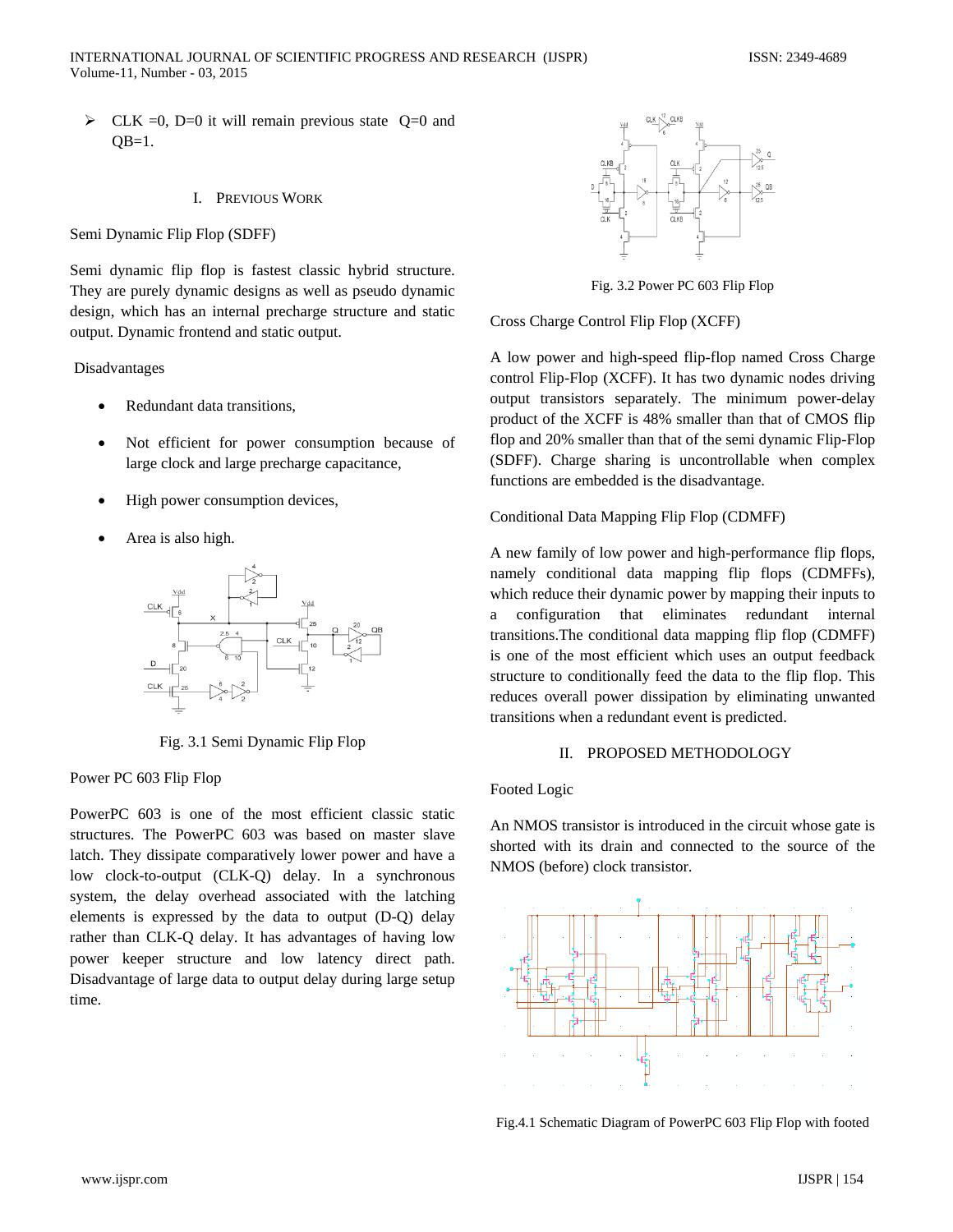- CLK =0, D=0 it will remain previous state Q=0 and QB=1.

## I. Previous Work

Semi Dynamic Flip Flop (SDFF)

Semi dynamic flip flop is fastest classic hybrid structure. They are purely dynamic designs as well as pseudo dynamic design, which has an internal precharge structure and static output. Dynamic frontend and static output.

Disadvantages

- Redundant data transitions,
- Not efficient for power consumption because of large clock and large precharge capacitance,
- High power consumption devices,
- Area is also high.

Fig. 3.1 Semi Dynamic Flip Flop

Power PC 603 Flip Flop

PowerPC 603 is one of the most efficient classic static structures. The PowerPC 603 was based on master slave latch. They dissipate comparatively lower power and have a low clock-to-output (CLK-Q) delay. In a synchronous system, the delay overhead associated with the latching elements is expressed by the data to output (D-Q) delay rather than CLK-Q delay. It has advantages of having low power keeper structure and low latency direct path. Disadvantage of large data to output delay during large setup time.

Fig. 3.2 Power PC 603 Flip Flop

Cross Charge Control Flip Flop (XCFF)

A low power and high-speed flip-flop named Cross Charge control Flip-Flop (XCFF). It has two dynamic nodes driving output transistors separately. The minimum power-delay product of the XCFF is 48% smaller than that of CMOS flip flop and 20% smaller than that of the semi dynamic Flip-Flop (SDFF). Charge sharing is uncontrollable when complex functions are embedded is the disadvantage.

Conditional Data Mapping Flip Flop (CDMFF)

A new family of low power and high-performance flip flops, namely conditional data mapping flip flops (CDMFFs), which reduce their dynamic power by mapping their inputs to a configuration that eliminates redundant internal transitions.The conditional data mapping flip flop (CDMFF) is one of the most efficient which uses an output feedback structure to conditionally feed the data to the flip flop. This reduces overall power dissipation by eliminating unwanted transitions when a redundant event is predicted.

## II. Proposed Methodology

Footed Logic

An NMOS transistor is introduced in the circuit whose gate is shorted with its drain and connected to the source of the NMOS (before) clock transistor.

Fig.4.1 Schematic Diagram of PowerPC 603 Flip Flop with footed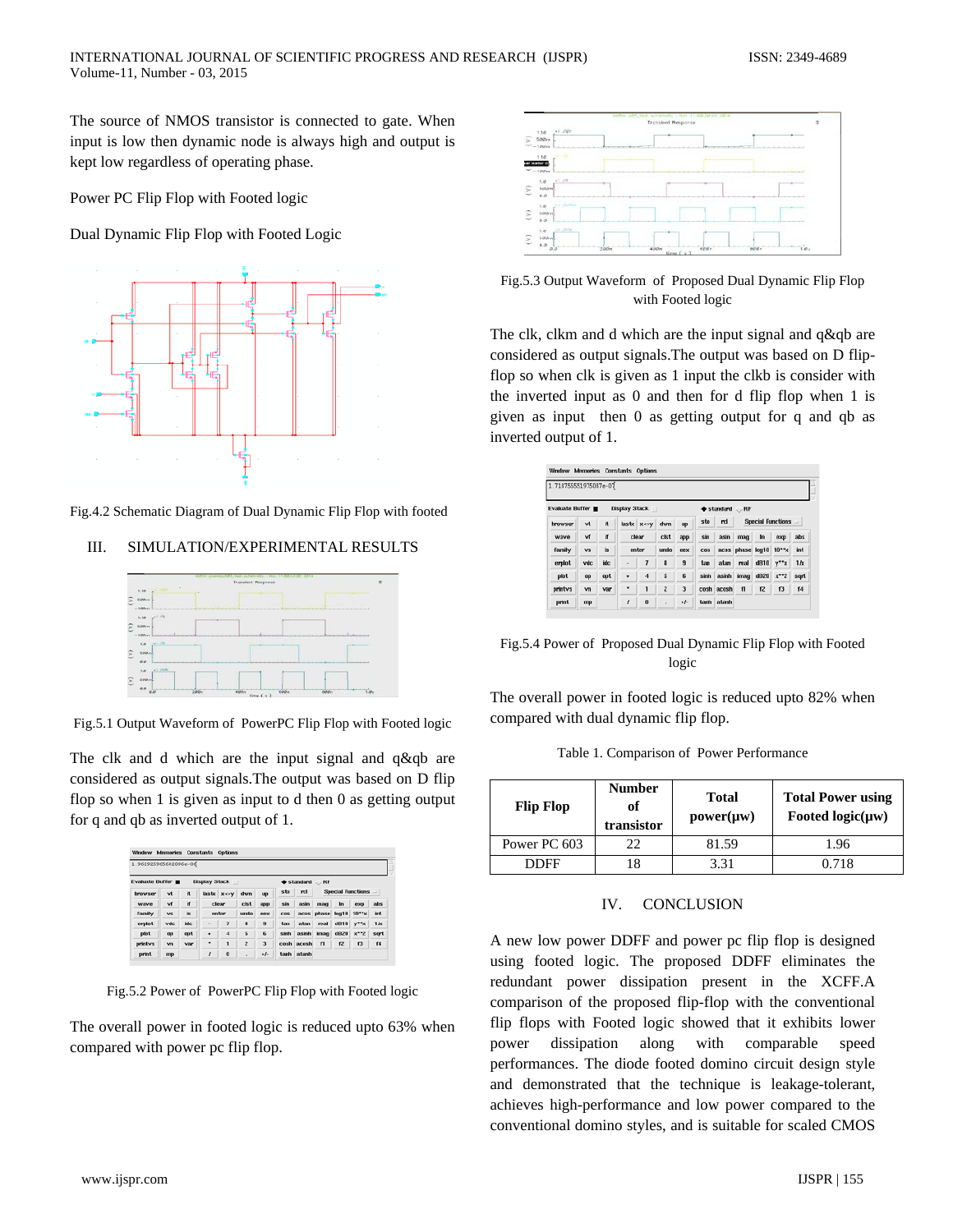The source of NMOS transistor is connected to gate. When input is low then dynamic node is always high and output is kept low regardless of operating phase.

Power PC Flip Flop with Footed logic

Dual Dynamic Flip Flop with Footed Logic

Fig.4.2 Schematic Diagram of Dual Dynamic Flip Flop with footed

## III. SIMULATION/EXPERIMENTAL RESULTS

Fig.5.1 Output Waveform of PowerPC Flip Flop with Footed logic

The clk and d which are the input signal and q&qb are considered as output signals.The output was based on D flip flop so when 1 is given as input to d then 0 as getting output for q and qb as inverted output of 1.

Fig.5.2 Power of PowerPC Flip Flop with Footed logic

The overall power in footed logic is reduced upto 63% when compared with power pc flip flop.

Fig.5.3 Output Waveform of Proposed Dual Dynamic Flip Flop with Footed logic

The clk, clkm and d which are the input signal and q&qb are considered as output signals.The output was based on D flip-flop so when clk is given as 1 input the clkb is consider with the inverted input as 0 and then for d flip flop when 1 is given as input then 0 as getting output for q and qb as inverted output of 1.

Fig.5.4 Power of Proposed Dual Dynamic Flip Flop with Footed logic

The overall power in footed logic is reduced upto 82% when compared with dual dynamic flip flop.

Table 1. Comparison of Power Performance

| Flip Flop | Number of transistor | Total power(µw) | Total Power using Footed logic(µw) |
|---|---|---|---|
| Power PC 603 | 22 | 81.59 | 1.96 |
| DDFF | 18 | 3.31 | 0.718 |

## IV. CONCLUSION

A new low power DDFF and power pc flip flop is designed using footed logic. The proposed DDFF eliminates the redundant power dissipation present in the XCFF.A comparison of the proposed flip-flop with the conventional flip flops with Footed logic showed that it exhibits lower power dissipation along with comparable speed performances. The diode footed domino circuit design style and demonstrated that the technique is leakage-tolerant, achieves high-performance and low power compared to the conventional domino styles, and is suitable for scaled CMOS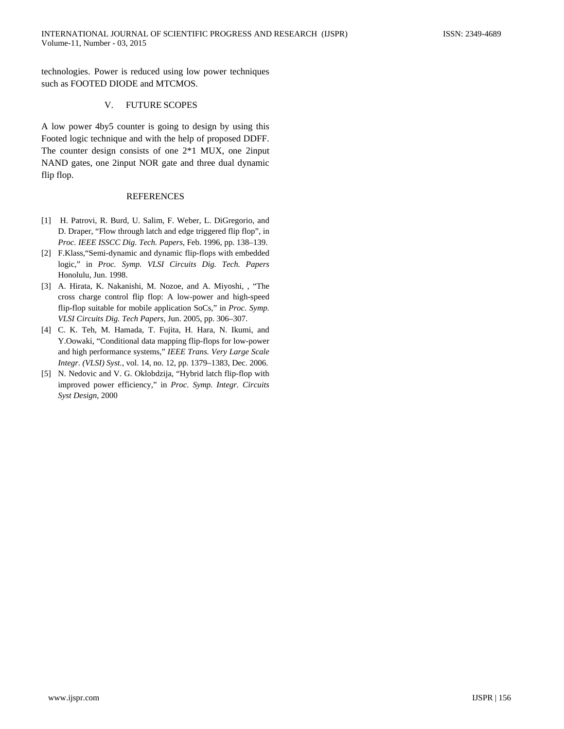technologies. Power is reduced using low power techniques such as FOOTED DIODE and MTCMOS.

## V. FUTURE SCOPES

A low power 4by5 counter is going to design by using this Footed logic technique and with the help of proposed DDFF. The counter design consists of one 2*1 MUX, one 2input NAND gates, one 2input NOR gate and three dual dynamic flip flop.

## REFERENCES

[1] H. Patrovi, R. Burd, U. Salim, F. Weber, L. DiGregorio, and D. Draper, "Flow through latch and edge triggered flip flop", in *Proc. IEEE ISSCC Dig. Tech. Papers*, Feb. 1996, pp. 138–139.

[2] F.Klass,"Semi-dynamic and dynamic flip-flops with embedded logic," in *Proc. Symp. VLSI Circuits Dig. Tech. Papers* Honolulu, Jun. 1998.

[3] A. Hirata, K. Nakanishi, M. Nozoe, and A. Miyoshi, , "The cross charge control flip flop: A low-power and high-speed flip-flop suitable for mobile application SoCs," in *Proc. Symp. VLSI Circuits Dig. Tech Papers*, Jun. 2005, pp. 306–307.

[4] C. K. Teh, M. Hamada, T. Fujita, H. Hara, N. Ikumi, and Y.Oowaki, "Conditional data mapping flip-flops for low-power and high performance systems," *IEEE Trans. Very Large Scale Integr. (VLSI) Syst.*, vol. 14, no. 12, pp. 1379–1383, Dec. 2006.

[5] N. Nedovic and V. G. Oklobdzija, "Hybrid latch flip-flop with improved power efficiency," in *Proc. Symp. Integr. Circuits Syst Design*, 2000